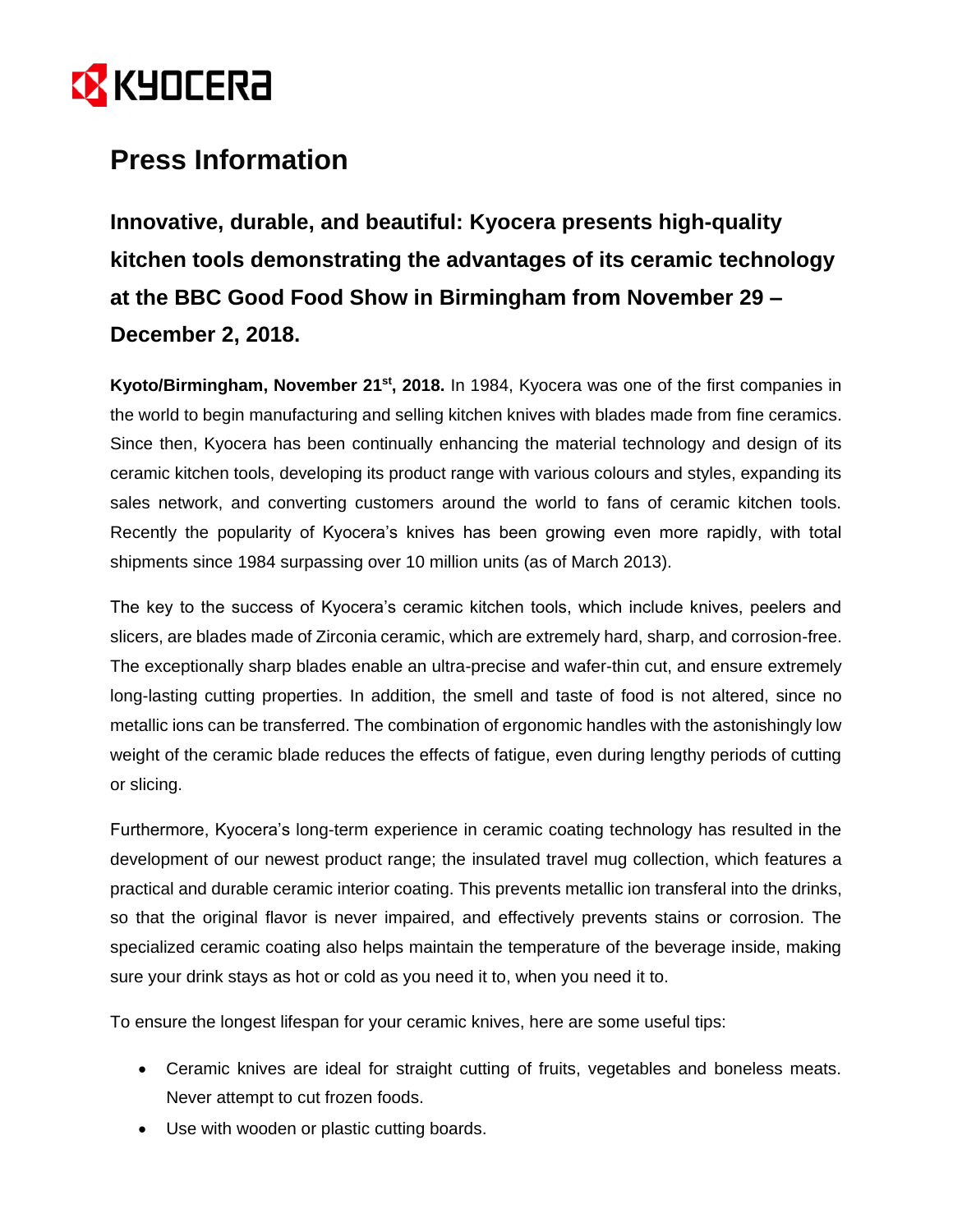KYOCERA

# Press Information

## Innovative, durable, and beautiful: Kyocera presents high-quality kitchen tools demonstrating the advantages of its ceramic technology at the BBC Good Food Show in Birmingham from November 29 – December 2, 2018.

**Kyoto/Birmingham, November 21st, 2018.** In 1984, Kyocera was one of the first companies in the world to begin manufacturing and selling kitchen knives with blades made from fine ceramics. Since then, Kyocera has been continually enhancing the material technology and design of its ceramic kitchen tools, developing its product range with various colours and styles, expanding its sales network, and converting customers around the world to fans of ceramic kitchen tools. Recently the popularity of Kyocera's knives has been growing even more rapidly, with total shipments since 1984 surpassing over 10 million units (as of March 2013).

The key to the success of Kyocera's ceramic kitchen tools, which include knives, peelers and slicers, are blades made of Zirconia ceramic, which are extremely hard, sharp, and corrosion-free. The exceptionally sharp blades enable an ultra-precise and wafer-thin cut, and ensure extremely long-lasting cutting properties. In addition, the smell and taste of food is not altered, since no metallic ions can be transferred. The combination of ergonomic handles with the astonishingly low weight of the ceramic blade reduces the effects of fatigue, even during lengthy periods of cutting or slicing.

Furthermore, Kyocera's long-term experience in ceramic coating technology has resulted in the development of our newest product range; the insulated travel mug collection, which features a practical and durable ceramic interior coating. This prevents metallic ion transferal into the drinks, so that the original flavor is never impaired, and effectively prevents stains or corrosion. The specialized ceramic coating also helps maintain the temperature of the beverage inside, making sure your drink stays as hot or cold as you need it to, when you need it to.

To ensure the longest lifespan for your ceramic knives, here are some useful tips:

- Ceramic knives are ideal for straight cutting of fruits, vegetables and boneless meats. Never attempt to cut frozen foods.
- Use with wooden or plastic cutting boards.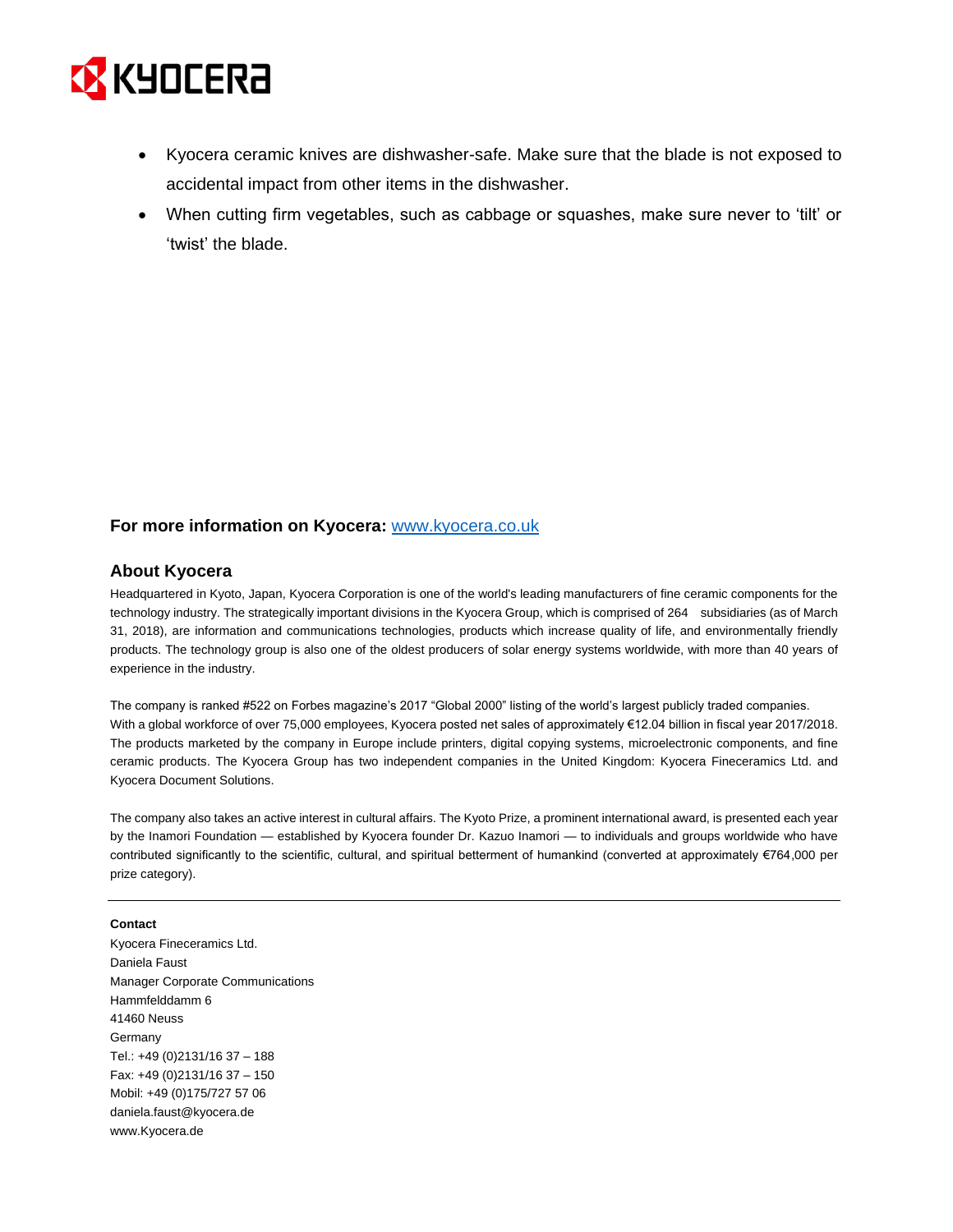- Kyocera ceramic knives are dishwasher-safe. Make sure that the blade is not exposed to accidental impact from other items in the dishwasher.
- When cutting firm vegetables, such as cabbage or squashes, make sure never to 'tilt' or 'twist' the blade.

**For more information on Kyocera:** www.kyocera.co.uk

## About Kyocera

Headquartered in Kyoto, Japan, Kyocera Corporation is one of the world's leading manufacturers of fine ceramic components for the technology industry. The strategically important divisions in the Kyocera Group, which is comprised of 264 subsidiaries (as of March 31, 2018), are information and communications technologies, products which increase quality of life, and environmentally friendly products. The technology group is also one of the oldest producers of solar energy systems worldwide, with more than 40 years of experience in the industry.

The company is ranked #522 on Forbes magazine's 2017 "Global 2000" listing of the world's largest publicly traded companies. With a global workforce of over 75,000 employees, Kyocera posted net sales of approximately €12.04 billion in fiscal year 2017/2018. The products marketed by the company in Europe include printers, digital copying systems, microelectronic components, and fine ceramic products. The Kyocera Group has two independent companies in the United Kingdom: Kyocera Fineceramics Ltd. and Kyocera Document Solutions.

The company also takes an active interest in cultural affairs. The Kyoto Prize, a prominent international award, is presented each year by the Inamori Foundation — established by Kyocera founder Dr. Kazuo Inamori — to individuals and groups worldwide who have contributed significantly to the scientific, cultural, and spiritual betterment of humankind (converted at approximately €764,000 per prize category).

---

**Contact**

Kyocera Fineceramics Ltd.
Daniela Faust
Manager Corporate Communications
Hammfelddamm 6
41460 Neuss
Germany
Tel.: +49 (0)2131/16 37 – 188
Fax: +49 (0)2131/16 37 – 150
Mobil: +49 (0)175/727 57 06
daniela.faust@kyocera.de
www.Kyocera.de